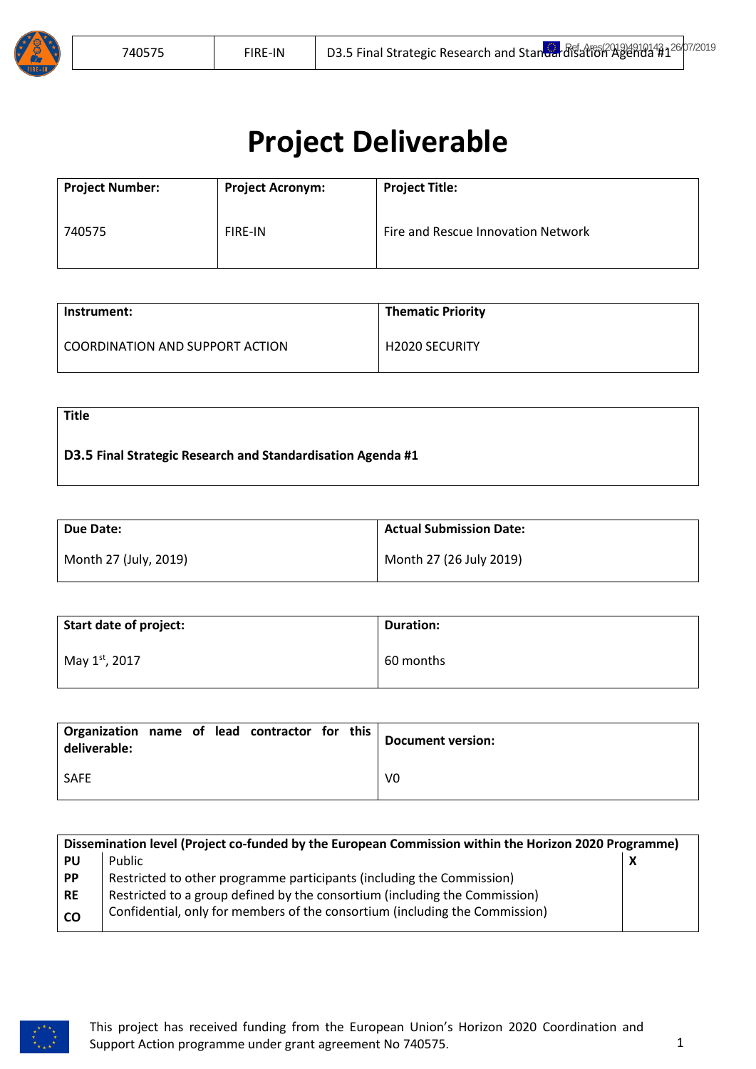# Project Deliverable

| Project Number: | Project Acronym: | Project Title: |
|---|---|---|
| 740575 | FIRE-IN | Fire and Rescue Innovation Network |

| Instrument: | Thematic Priority |
|---|---|
| COORDINATION AND SUPPORT ACTION | H2020 SECURITY |

| Title |
|---|
| **D3.5 Final Strategic Research and Standardisation Agenda #1** |

| Due Date: | Actual Submission Date: |
|---|---|
| Month 27 (July, 2019) | Month 27 (26 July 2019) |

| Start date of project: | Duration: |
|---|---|
| May 1st, 2017 | 60 months |

| Organization name of lead contractor for this deliverable: | Document version: |
|---|---|
| SAFE | V0 |

| Dissemination level (Project co-funded by the European Commission within the Horizon 2020 Programme) | | |
|---|---|---|
| **PU** | Public | **X** |
| **PP** | Restricted to other programme participants (including the Commission) | |
| **RE** | Restricted to a group defined by the consortium (including the Commission) | |
| **CO** | Confidential, only for members of the consortium (including the Commission) | |

This project has received funding from the European Union's Horizon 2020 Coordination and Support Action programme under grant agreement No 740575.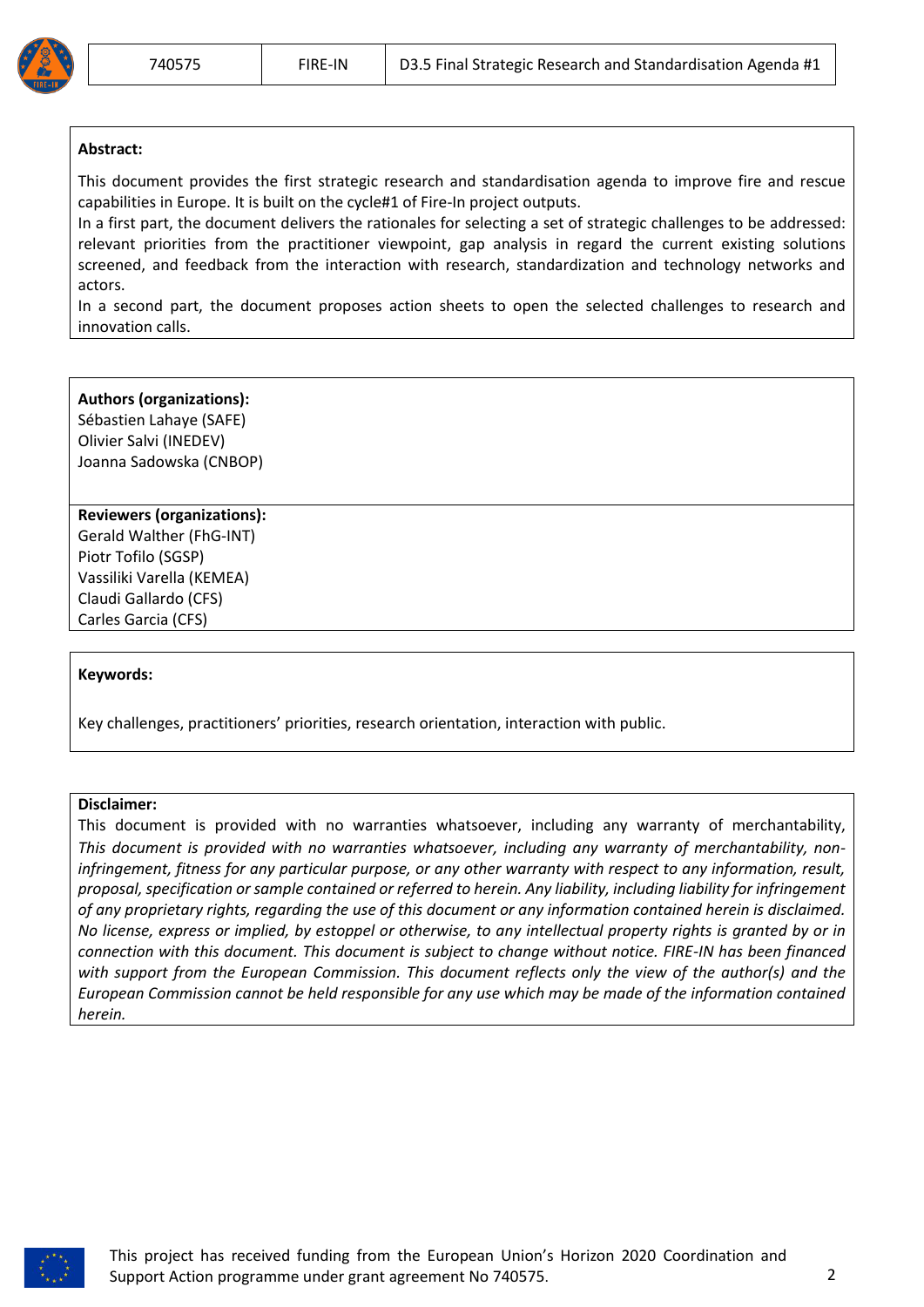**Abstract:**

This document provides the first strategic research and standardisation agenda to improve fire and rescue capabilities in Europe. It is built on the cycle#1 of Fire-In project outputs.

In a first part, the document delivers the rationales for selecting a set of strategic challenges to be addressed: relevant priorities from the practitioner viewpoint, gap analysis in regard the current existing solutions screened, and feedback from the interaction with research, standardization and technology networks and actors.

In a second part, the document proposes action sheets to open the selected challenges to research and innovation calls.

**Authors (organizations):**
Sébastien Lahaye (SAFE)
Olivier Salvi (INEDEV)
Joanna Sadowska (CNBOP)

**Reviewers (organizations):**
Gerald Walther (FhG-INT)
Piotr Tofilo (SGSP)
Vassiliki Varella (KEMEA)
Claudi Gallardo (CFS)
Carles Garcia (CFS)

**Keywords:**

Key challenges, practitioners' priorities, research orientation, interaction with public.

**Disclaimer:**

This document is provided with no warranties whatsoever, including any warranty of merchantability, *This document is provided with no warranties whatsoever, including any warranty of merchantability, non-infringement, fitness for any particular purpose, or any other warranty with respect to any information, result, proposal, specification or sample contained or referred to herein. Any liability, including liability for infringement of any proprietary rights, regarding the use of this document or any information contained herein is disclaimed. No license, express or implied, by estoppel or otherwise, to any intellectual property rights is granted by or in connection with this document. This document is subject to change without notice. FIRE-IN has been financed with support from the European Commission. This document reflects only the view of the author(s) and the European Commission cannot be held responsible for any use which may be made of the information contained herein.*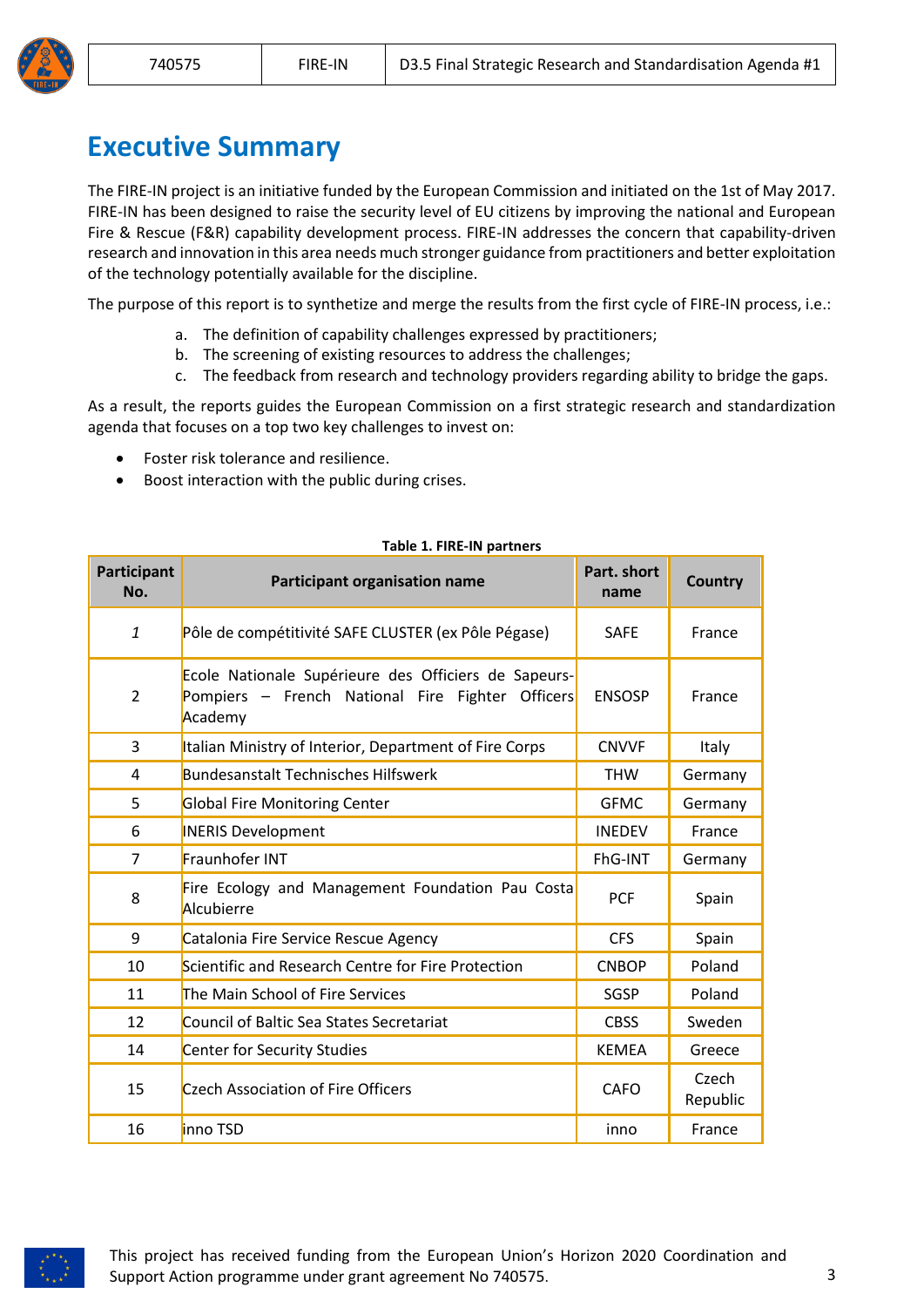# Executive Summary

The FIRE-IN project is an initiative funded by the European Commission and initiated on the 1st of May 2017. FIRE-IN has been designed to raise the security level of EU citizens by improving the national and European Fire & Rescue (F&R) capability development process. FIRE-IN addresses the concern that capability-driven research and innovation in this area needs much stronger guidance from practitioners and better exploitation of the technology potentially available for the discipline.

The purpose of this report is to synthetize and merge the results from the first cycle of FIRE-IN process, i.e.:

a. The definition of capability challenges expressed by practitioners;
b. The screening of existing resources to address the challenges;
c. The feedback from research and technology providers regarding ability to bridge the gaps.

As a result, the reports guides the European Commission on a first strategic research and standardization agenda that focuses on a top two key challenges to invest on:

- Foster risk tolerance and resilience.
- Boost interaction with the public during crises.

**Table 1. FIRE-IN partners**

| Participant No. | Participant organisation name | Part. short name | Country |
|---|---|---|---|
| *1* | Pôle de compétitivité SAFE CLUSTER (ex Pôle Pégase) | SAFE | France |
| 2 | Ecole Nationale Supérieure des Officiers de Sapeurs-Pompiers – French National Fire Fighter Officers Academy | ENSOSP | France |
| 3 | Italian Ministry of Interior, Department of Fire Corps | CNVVF | Italy |
| 4 | Bundesanstalt Technisches Hilfswerk | THW | Germany |
| 5 | Global Fire Monitoring Center | GFMC | Germany |
| 6 | INERIS Development | INEDEV | France |
| 7 | Fraunhofer INT | FhG-INT | Germany |
| 8 | Fire Ecology and Management Foundation Pau Costa Alcubierre | PCF | Spain |
| 9 | Catalonia Fire Service Rescue Agency | CFS | Spain |
| 10 | Scientific and Research Centre for Fire Protection | CNBOP | Poland |
| 11 | The Main School of Fire Services | SGSP | Poland |
| 12 | Council of Baltic Sea States Secretariat | CBSS | Sweden |
| 14 | Center for Security Studies | KEMEA | Greece |
| 15 | Czech Association of Fire Officers | CAFO | Czech Republic |
| 16 | inno TSD | inno | France |

This project has received funding from the European Union's Horizon 2020 Coordination and Support Action programme under grant agreement No 740575.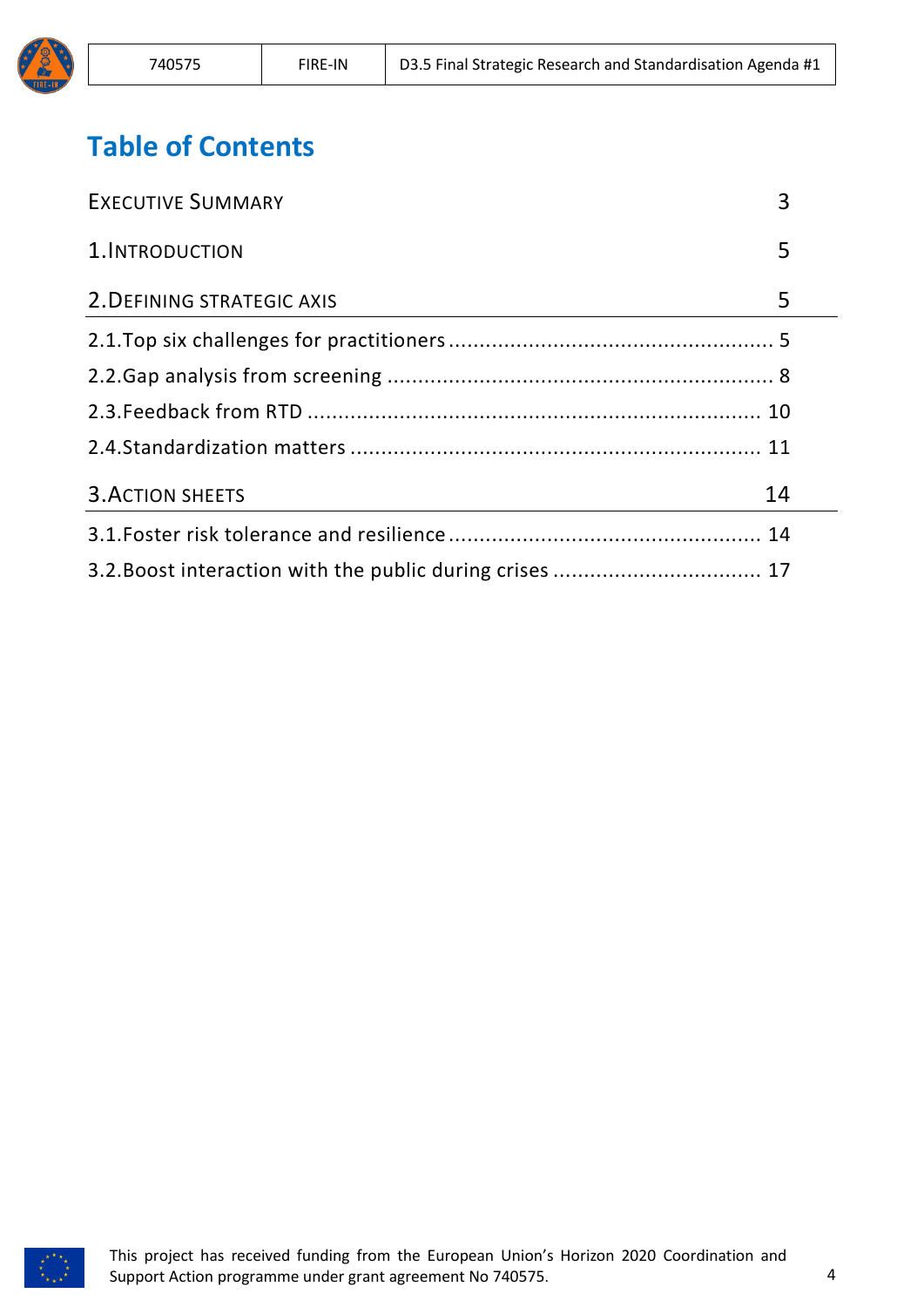# Table of Contents

| | |
|---|---|
| EXECUTIVE SUMMARY | 3 |
| 1. INTRODUCTION | 5 |
| 2. DEFINING STRATEGIC AXIS | 5 |
| 2.1. Top six challenges for practitioners | 5 |
| 2.2. Gap analysis from screening | 8 |
| 2.3. Feedback from RTD | 10 |
| 2.4. Standardization matters | 11 |
| 3. ACTION SHEETS | 14 |
| 3.1. Foster risk tolerance and resilience | 14 |
| 3.2. Boost interaction with the public during crises | 17 |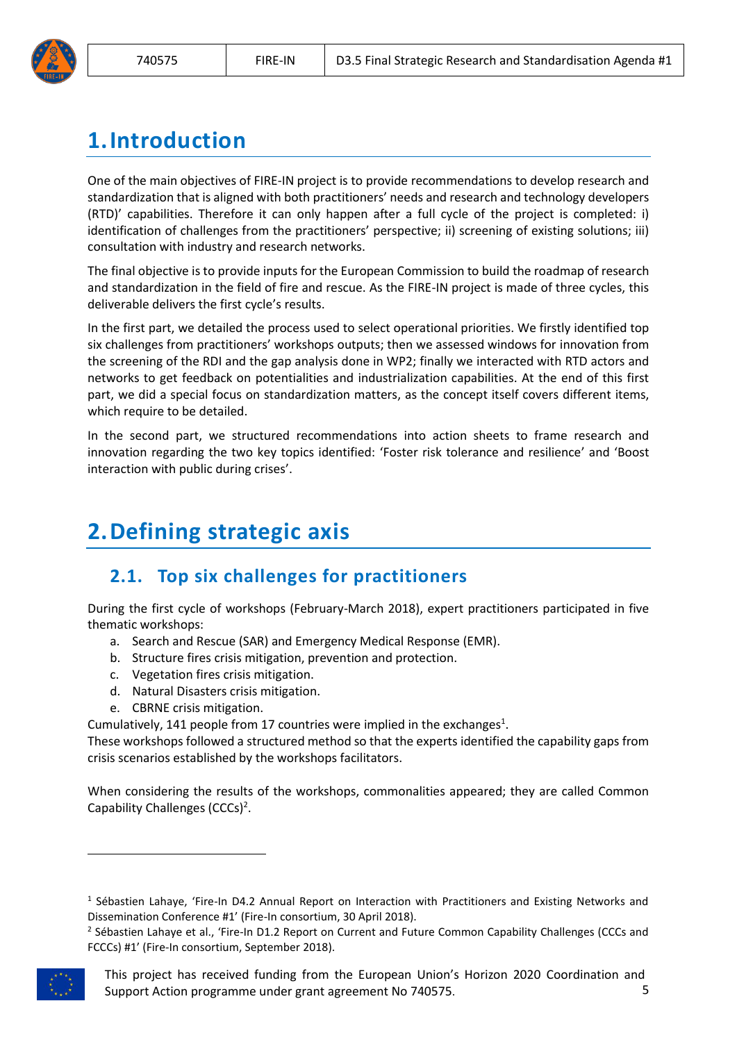# 1. Introduction

One of the main objectives of FIRE-IN project is to provide recommendations to develop research and standardization that is aligned with both practitioners' needs and research and technology developers (RTD)' capabilities. Therefore it can only happen after a full cycle of the project is completed: i) identification of challenges from the practitioners' perspective; ii) screening of existing solutions; iii) consultation with industry and research networks.

The final objective is to provide inputs for the European Commission to build the roadmap of research and standardization in the field of fire and rescue. As the FIRE-IN project is made of three cycles, this deliverable delivers the first cycle's results.

In the first part, we detailed the process used to select operational priorities. We firstly identified top six challenges from practitioners' workshops outputs; then we assessed windows for innovation from the screening of the RDI and the gap analysis done in WP2; finally we interacted with RTD actors and networks to get feedback on potentialities and industrialization capabilities. At the end of this first part, we did a special focus on standardization matters, as the concept itself covers different items, which require to be detailed.

In the second part, we structured recommendations into action sheets to frame research and innovation regarding the two key topics identified: 'Foster risk tolerance and resilience' and 'Boost interaction with public during crises'.

# 2. Defining strategic axis

## 2.1. Top six challenges for practitioners

During the first cycle of workshops (February-March 2018), expert practitioners participated in five thematic workshops:

a. Search and Rescue (SAR) and Emergency Medical Response (EMR).
b. Structure fires crisis mitigation, prevention and protection.
c. Vegetation fires crisis mitigation.
d. Natural Disasters crisis mitigation.
e. CBRNE crisis mitigation.

Cumulatively, 141 people from 17 countries were implied in the exchanges[1].

These workshops followed a structured method so that the experts identified the capability gaps from crisis scenarios established by the workshops facilitators.

When considering the results of the workshops, commonalities appeared; they are called Common Capability Challenges (CCCs)[2].

[1] Sébastien Lahaye, 'Fire-In D4.2 Annual Report on Interaction with Practitioners and Existing Networks and Dissemination Conference #1' (Fire-In consortium, 30 April 2018).

[2] Sébastien Lahaye et al., 'Fire-In D1.2 Report on Current and Future Common Capability Challenges (CCCs and FCCCs) #1' (Fire-In consortium, September 2018).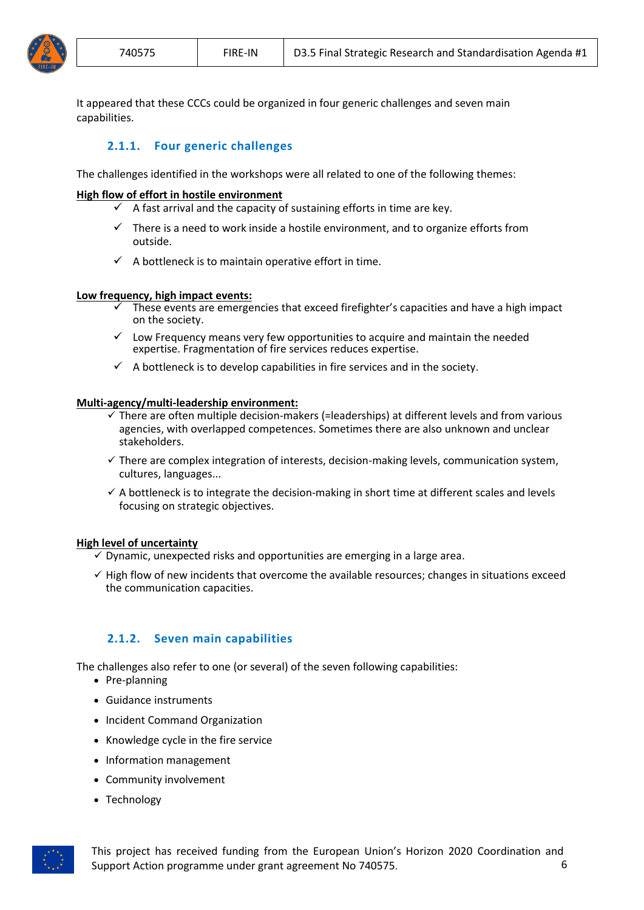It appeared that these CCCs could be organized in four generic challenges and seven main capabilities.

### 2.1.1. Four generic challenges

The challenges identified in the workshops were all related to one of the following themes:

**<u>High flow of effort in hostile environment</u>**

- ✓ A fast arrival and the capacity of sustaining efforts in time are key.
- ✓ There is a need to work inside a hostile environment, and to organize efforts from outside.
- ✓ A bottleneck is to maintain operative effort in time.

**<u>Low frequency, high impact events:</u>**

- ✓ These events are emergencies that exceed firefighter's capacities and have a high impact on the society.
- ✓ Low Frequency means very few opportunities to acquire and maintain the needed expertise. Fragmentation of fire services reduces expertise.
- ✓ A bottleneck is to develop capabilities in fire services and in the society.

**<u>Multi-agency/multi-leadership environment:</u>**

- ✓ There are often multiple decision-makers (=leaderships) at different levels and from various agencies, with overlapped competences. Sometimes there are also unknown and unclear stakeholders.
- ✓ There are complex integration of interests, decision-making levels, communication system, cultures, languages...
- ✓ A bottleneck is to integrate the decision-making in short time at different scales and levels focusing on strategic objectives.

**<u>High level of uncertainty</u>**

- ✓ Dynamic, unexpected risks and opportunities are emerging in a large area.
- ✓ High flow of new incidents that overcome the available resources; changes in situations exceed the communication capacities.

### 2.1.2. Seven main capabilities

The challenges also refer to one (or several) of the seven following capabilities:

- Pre-planning
- Guidance instruments
- Incident Command Organization
- Knowledge cycle in the fire service
- Information management
- Community involvement
- Technology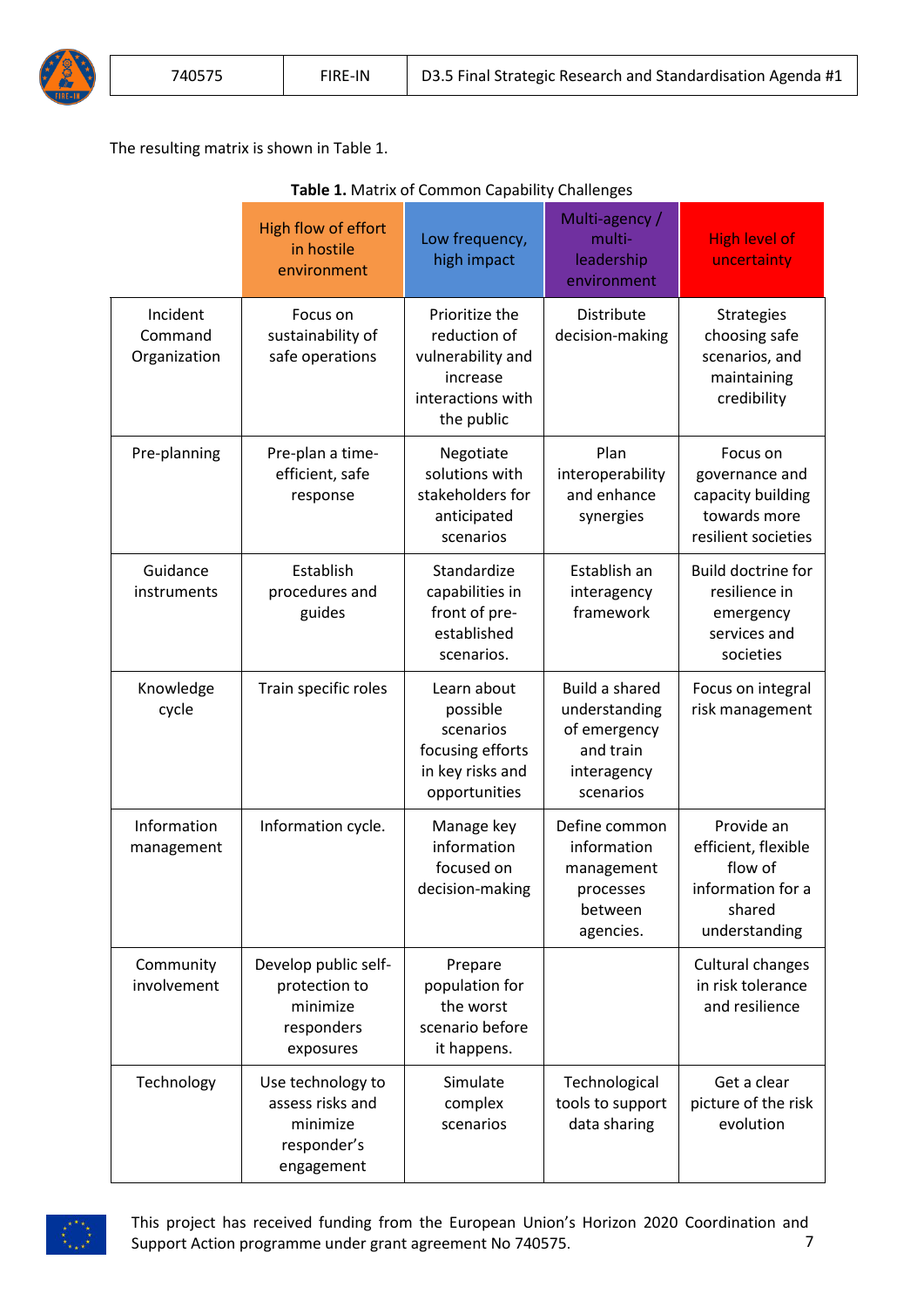The resulting matrix is shown in Table 1.

**Table 1.** Matrix of Common Capability Challenges

| | High flow of effort in hostile environment | Low frequency, high impact | Multi-agency / multi-leadership environment | High level of uncertainty |
|---|---|---|---|---|
| Incident Command Organization | Focus on sustainability of safe operations | Prioritize the reduction of vulnerability and increase interactions with the public | Distribute decision-making | Strategies choosing safe scenarios, and maintaining credibility |
| Pre-planning | Pre-plan a time-efficient, safe response | Negotiate solutions with stakeholders for anticipated scenarios | Plan interoperability and enhance synergies | Focus on governance and capacity building towards more resilient societies |
| Guidance instruments | Establish procedures and guides | Standardize capabilities in front of pre-established scenarios. | Establish an interagency framework | Build doctrine for resilience in emergency services and societies |
| Knowledge cycle | Train specific roles | Learn about possible scenarios focusing efforts in key risks and opportunities | Build a shared understanding of emergency and train interagency scenarios | Focus on integral risk management |
| Information management | Information cycle. | Manage key information focused on decision-making | Define common information management processes between agencies. | Provide an efficient, flexible flow of information for a shared understanding |
| Community involvement | Develop public self-protection to minimize responders exposures | Prepare population for the worst scenario before it happens. | | Cultural changes in risk tolerance and resilience |
| Technology | Use technology to assess risks and minimize responder's engagement | Simulate complex scenarios | Technological tools to support data sharing | Get a clear picture of the risk evolution |

This project has received funding from the European Union's Horizon 2020 Coordination and Support Action programme under grant agreement No 740575.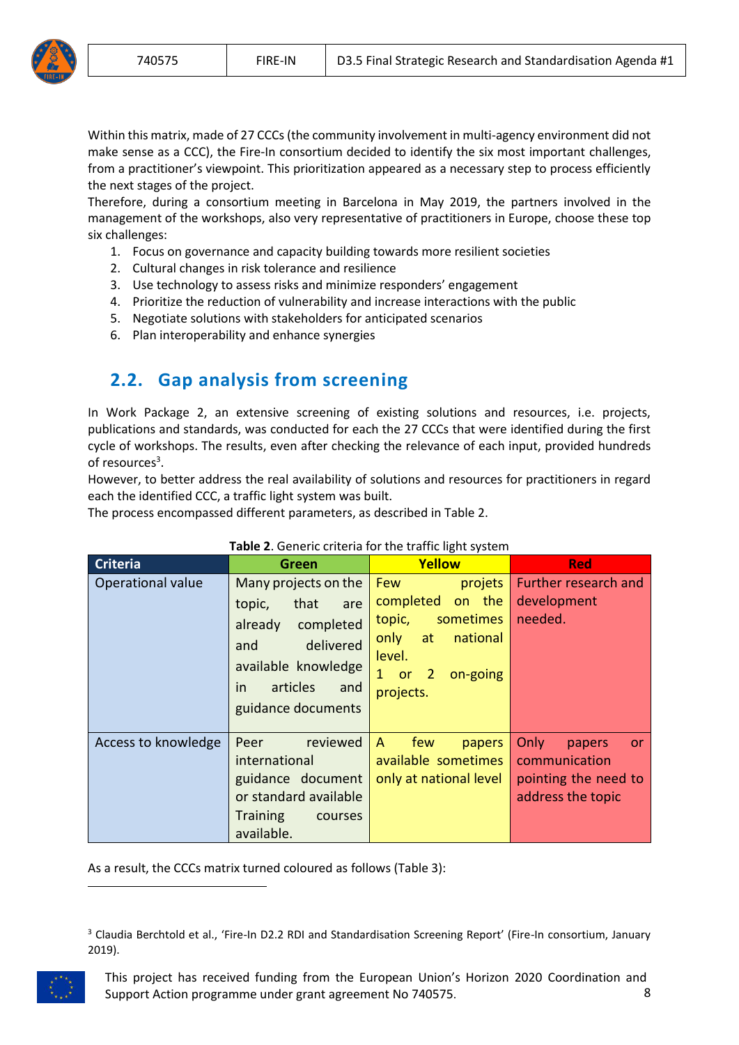Within this matrix, made of 27 CCCs (the community involvement in multi-agency environment did not make sense as a CCC), the Fire-In consortium decided to identify the six most important challenges, from a practitioner's viewpoint. This prioritization appeared as a necessary step to process efficiently the next stages of the project.

Therefore, during a consortium meeting in Barcelona in May 2019, the partners involved in the management of the workshops, also very representative of practitioners in Europe, choose these top six challenges:

1. Focus on governance and capacity building towards more resilient societies
2. Cultural changes in risk tolerance and resilience
3. Use technology to assess risks and minimize responders' engagement
4. Prioritize the reduction of vulnerability and increase interactions with the public
5. Negotiate solutions with stakeholders for anticipated scenarios
6. Plan interoperability and enhance synergies

## 2.2. Gap analysis from screening

In Work Package 2, an extensive screening of existing solutions and resources, i.e. projects, publications and standards, was conducted for each the 27 CCCs that were identified during the first cycle of workshops. The results, even after checking the relevance of each input, provided hundreds of resources[3].

However, to better address the real availability of solutions and resources for practitioners in regard each the identified CCC, a traffic light system was built.

The process encompassed different parameters, as described in Table 2.

**Table 2**. Generic criteria for the traffic light system

| Criteria | Green | Yellow | Red |
|---|---|---|---|
| Operational value | Many projects on the topic, that are already completed and delivered available knowledge in articles and guidance documents | Few projets completed on the topic, sometimes only at national level. 1 or 2 on-going projects. | Further research and development needed. |
| Access to knowledge | Peer reviewed international guidance document or standard available Training courses available. | A few papers available sometimes only at national level | Only papers or communication pointing the need to address the topic |

As a result, the CCCs matrix turned coloured as follows (Table 3):

[3] Claudia Berchtold et al., 'Fire-In D2.2 RDI and Standardisation Screening Report' (Fire-In consortium, January 2019).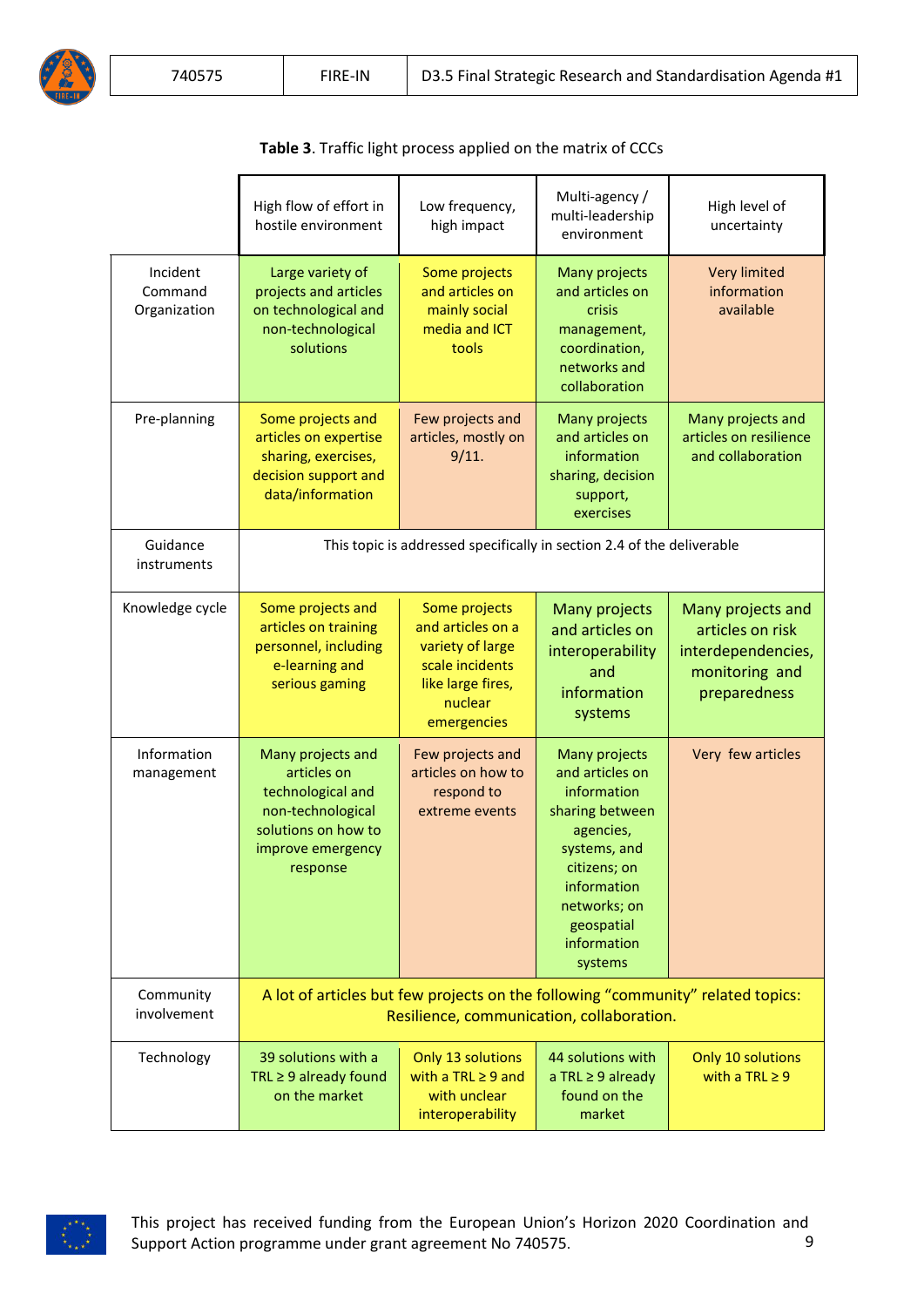**Table 3**. Traffic light process applied on the matrix of CCCs

| | High flow of effort in hostile environment | Low frequency, high impact | Multi-agency / multi-leadership environment | High level of uncertainty |
|---|---|---|---|---|
| Incident Command Organization | Large variety of projects and articles on technological and non-technological solutions | Some projects and articles on mainly social media and ICT tools | Many projects and articles on crisis management, coordination, networks and collaboration | Very limited information available |
| Pre-planning | Some projects and articles on expertise sharing, exercises, decision support and data/information | Few projects and articles, mostly on 9/11. | Many projects and articles on information sharing, decision support, exercises | Many projects and articles on resilience and collaboration |
| Guidance instruments | This topic is addressed specifically in section 2.4 of the deliverable | | | |
| Knowledge cycle | Some projects and articles on training personnel, including e-learning and serious gaming | Some projects and articles on a variety of large scale incidents like large fires, nuclear emergencies | Many projects and articles on interoperability and information systems | Many projects and articles on risk interdependencies, monitoring and preparedness |
| Information management | Many projects and articles on technological and non-technological solutions on how to improve emergency response | Few projects and articles on how to respond to extreme events | Many projects and articles on information sharing between agencies, systems, and citizens; on information networks; on geospatial information systems | Very few articles |
| Community involvement | A lot of articles but few projects on the following "community" related topics: Resilience, communication, collaboration. | | | |
| Technology | 39 solutions with a TRL ≥ 9 already found on the market | Only 13 solutions with a TRL ≥ 9 and with unclear interoperability | 44 solutions with a TRL ≥ 9 already found on the market | Only 10 solutions with a TRL ≥ 9 |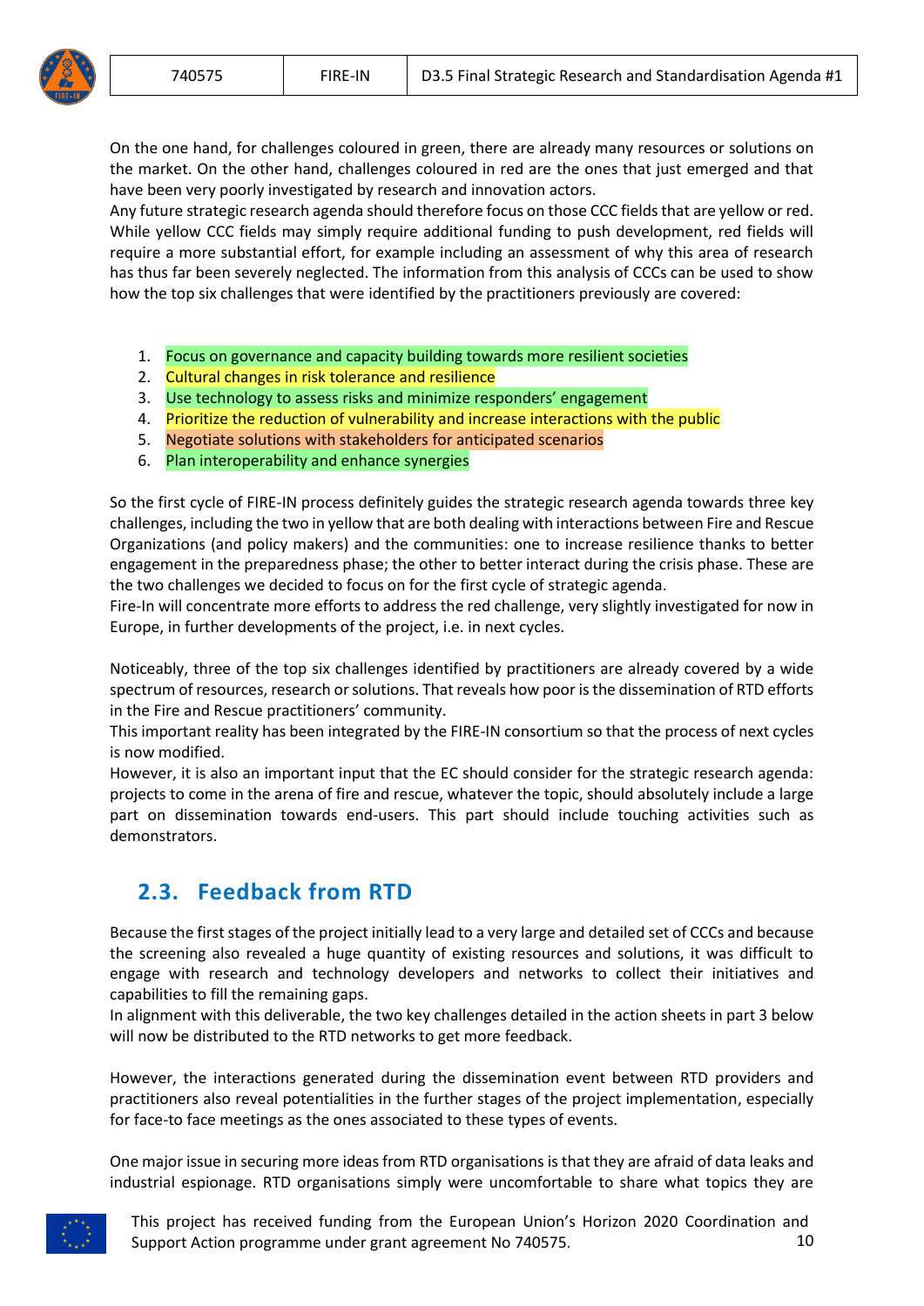On the one hand, for challenges coloured in green, there are already many resources or solutions on the market. On the other hand, challenges coloured in red are the ones that just emerged and that have been very poorly investigated by research and innovation actors.
Any future strategic research agenda should therefore focus on those CCC fields that are yellow or red. While yellow CCC fields may simply require additional funding to push development, red fields will require a more substantial effort, for example including an assessment of why this area of research has thus far been severely neglected. The information from this analysis of CCCs can be used to show how the top six challenges that were identified by the practitioners previously are covered:

1. Focus on governance and capacity building towards more resilient societies
2. Cultural changes in risk tolerance and resilience
3. Use technology to assess risks and minimize responders' engagement
4. Prioritize the reduction of vulnerability and increase interactions with the public
5. Negotiate solutions with stakeholders for anticipated scenarios
6. Plan interoperability and enhance synergies

So the first cycle of FIRE-IN process definitely guides the strategic research agenda towards three key challenges, including the two in yellow that are both dealing with interactions between Fire and Rescue Organizations (and policy makers) and the communities: one to increase resilience thanks to better engagement in the preparedness phase; the other to better interact during the crisis phase. These are the two challenges we decided to focus on for the first cycle of strategic agenda.
Fire-In will concentrate more efforts to address the red challenge, very slightly investigated for now in Europe, in further developments of the project, i.e. in next cycles.

Noticeably, three of the top six challenges identified by practitioners are already covered by a wide spectrum of resources, research or solutions. That reveals how poor is the dissemination of RTD efforts in the Fire and Rescue practitioners' community.
This important reality has been integrated by the FIRE-IN consortium so that the process of next cycles is now modified.
However, it is also an important input that the EC should consider for the strategic research agenda: projects to come in the arena of fire and rescue, whatever the topic, should absolutely include a large part on dissemination towards end-users. This part should include touching activities such as demonstrators.

## 2.3. Feedback from RTD

Because the first stages of the project initially lead to a very large and detailed set of CCCs and because the screening also revealed a huge quantity of existing resources and solutions, it was difficult to engage with research and technology developers and networks to collect their initiatives and capabilities to fill the remaining gaps.
In alignment with this deliverable, the two key challenges detailed in the action sheets in part 3 below will now be distributed to the RTD networks to get more feedback.

However, the interactions generated during the dissemination event between RTD providers and practitioners also reveal potentialities in the further stages of the project implementation, especially for face-to face meetings as the ones associated to these types of events.

One major issue in securing more ideas from RTD organisations is that they are afraid of data leaks and industrial espionage. RTD organisations simply were uncomfortable to share what topics they are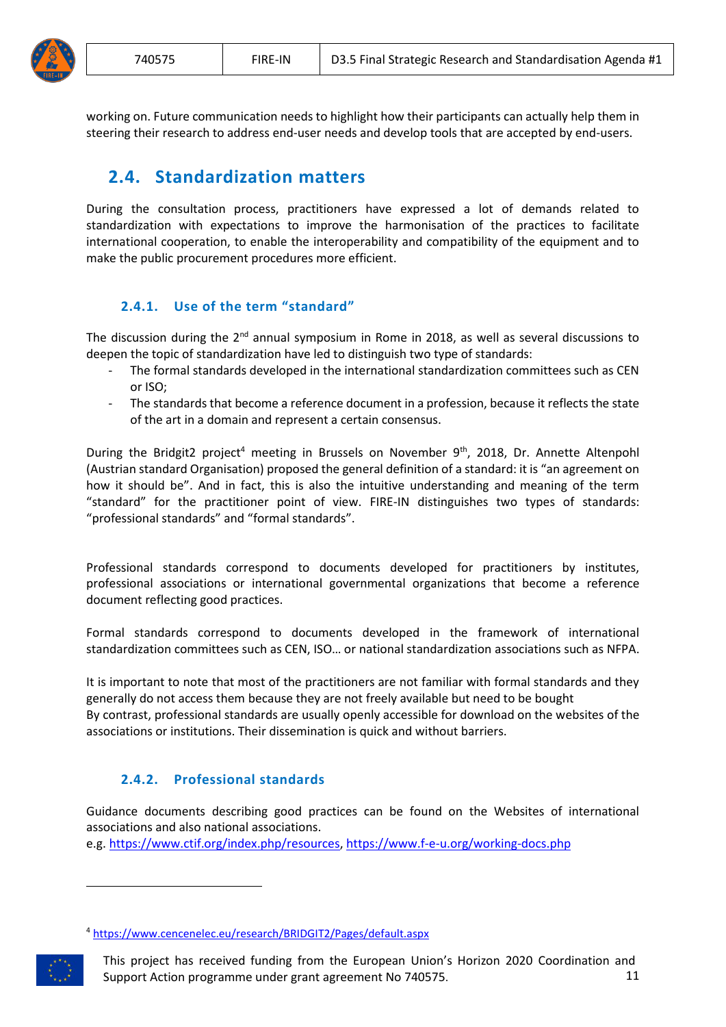working on. Future communication needs to highlight how their participants can actually help them in steering their research to address end-user needs and develop tools that are accepted by end-users.

## 2.4. Standardization matters

During the consultation process, practitioners have expressed a lot of demands related to standardization with expectations to improve the harmonisation of the practices to facilitate international cooperation, to enable the interoperability and compatibility of the equipment and to make the public procurement procedures more efficient.

### 2.4.1. Use of the term "standard"

The discussion during the 2nd annual symposium in Rome in 2018, as well as several discussions to deepen the topic of standardization have led to distinguish two type of standards:

- The formal standards developed in the international standardization committees such as CEN or ISO;
- The standards that become a reference document in a profession, because it reflects the state of the art in a domain and represent a certain consensus.

During the Bridgit2 project[4] meeting in Brussels on November 9th, 2018, Dr. Annette Altenpohl (Austrian standard Organisation) proposed the general definition of a standard: it is "an agreement on how it should be". And in fact, this is also the intuitive understanding and meaning of the term "standard" for the practitioner point of view. FIRE-IN distinguishes two types of standards: "professional standards" and "formal standards".

Professional standards correspond to documents developed for practitioners by institutes, professional associations or international governmental organizations that become a reference document reflecting good practices.

Formal standards correspond to documents developed in the framework of international standardization committees such as CEN, ISO… or national standardization associations such as NFPA.

It is important to note that most of the practitioners are not familiar with formal standards and they generally do not access them because they are not freely available but need to be bought
By contrast, professional standards are usually openly accessible for download on the websites of the associations or institutions. Their dissemination is quick and without barriers.

### 2.4.2. Professional standards

Guidance documents describing good practices can be found on the Websites of international associations and also national associations.
e.g. https://www.ctif.org/index.php/resources, https://www.f-e-u.org/working-docs.php

[4] https://www.cencenelec.eu/research/BRIDGIT2/Pages/default.aspx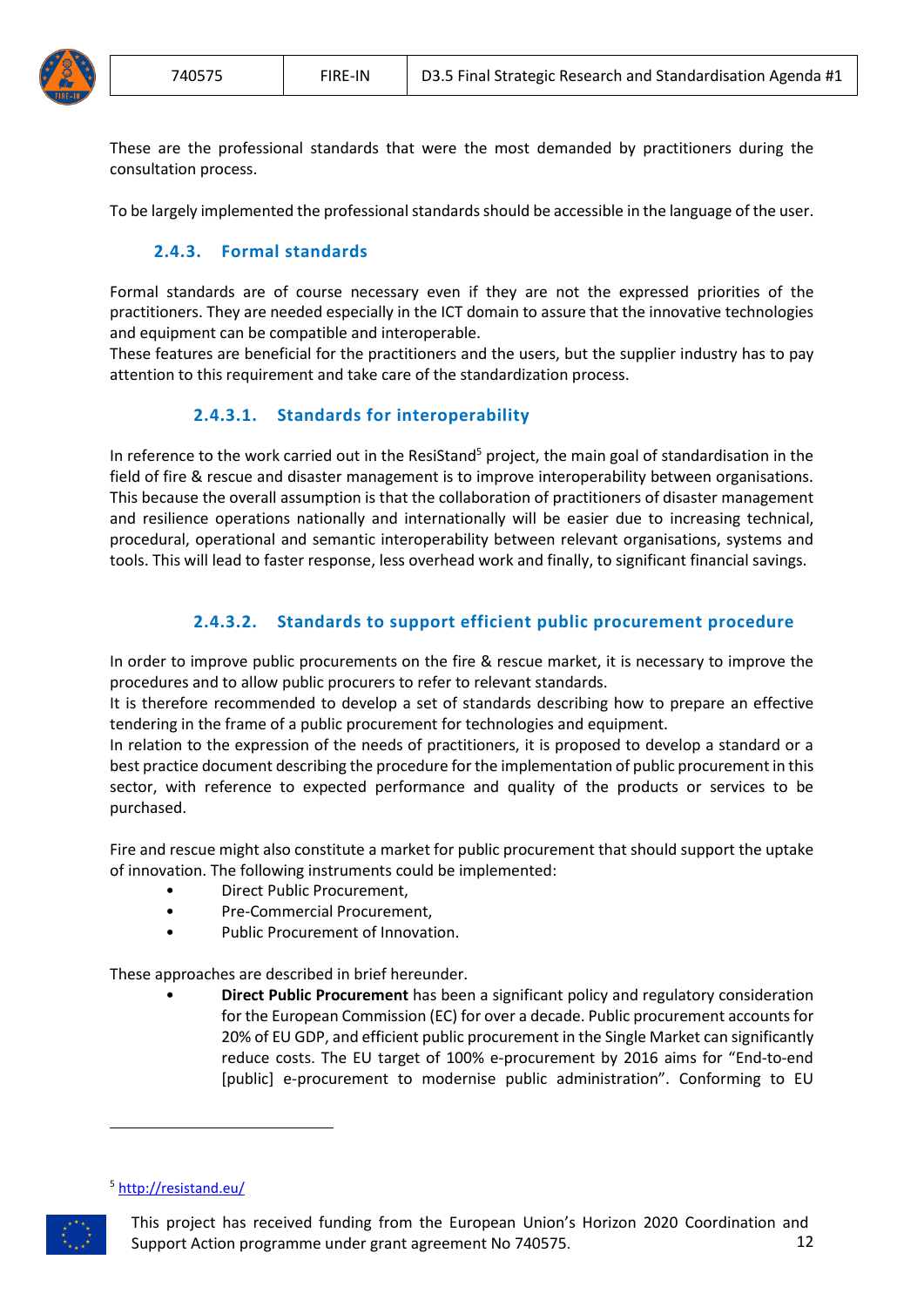These are the professional standards that were the most demanded by practitioners during the consultation process.

To be largely implemented the professional standards should be accessible in the language of the user.

### 2.4.3. Formal standards

Formal standards are of course necessary even if they are not the expressed priorities of the practitioners. They are needed especially in the ICT domain to assure that the innovative technologies and equipment can be compatible and interoperable.
These features are beneficial for the practitioners and the users, but the supplier industry has to pay attention to this requirement and take care of the standardization process.

#### 2.4.3.1. Standards for interoperability

In reference to the work carried out in the ResiStand[5] project, the main goal of standardisation in the field of fire & rescue and disaster management is to improve interoperability between organisations. This because the overall assumption is that the collaboration of practitioners of disaster management and resilience operations nationally and internationally will be easier due to increasing technical, procedural, operational and semantic interoperability between relevant organisations, systems and tools. This will lead to faster response, less overhead work and finally, to significant financial savings.

#### 2.4.3.2. Standards to support efficient public procurement procedure

In order to improve public procurements on the fire & rescue market, it is necessary to improve the procedures and to allow public procurers to refer to relevant standards.
It is therefore recommended to develop a set of standards describing how to prepare an effective tendering in the frame of a public procurement for technologies and equipment.
In relation to the expression of the needs of practitioners, it is proposed to develop a standard or a best practice document describing the procedure for the implementation of public procurement in this sector, with reference to expected performance and quality of the products or services to be purchased.

Fire and rescue might also constitute a market for public procurement that should support the uptake of innovation. The following instruments could be implemented:

- Direct Public Procurement,
- Pre-Commercial Procurement,
- Public Procurement of Innovation.

These approaches are described in brief hereunder.

- **Direct Public Procurement** has been a significant policy and regulatory consideration for the European Commission (EC) for over a decade. Public procurement accounts for 20% of EU GDP, and efficient public procurement in the Single Market can significantly reduce costs. The EU target of 100% e-procurement by 2016 aims for "End-to-end [public] e-procurement to modernise public administration". Conforming to EU

[5] http://resistand.eu/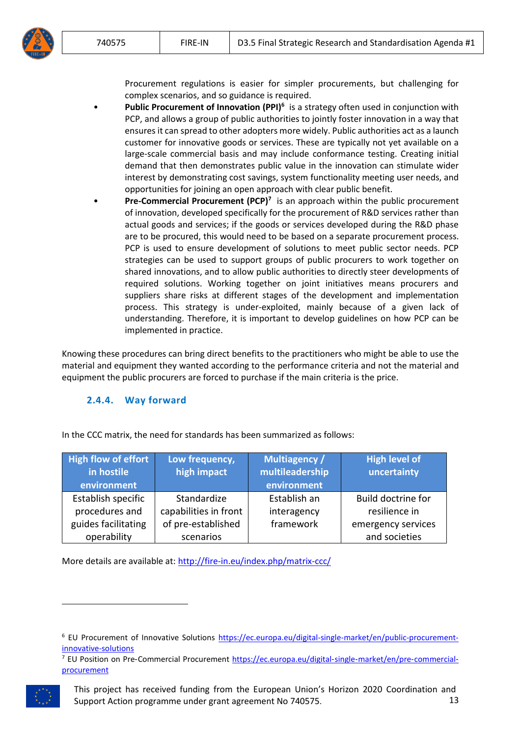Procurement regulations is easier for simpler procurements, but challenging for complex scenarios, and so guidance is required.

- **Public Procurement of Innovation (PPI)**[6] is a strategy often used in conjunction with PCP, and allows a group of public authorities to jointly foster innovation in a way that ensures it can spread to other adopters more widely. Public authorities act as a launch customer for innovative goods or services. These are typically not yet available on a large-scale commercial basis and may include conformance testing. Creating initial demand that then demonstrates public value in the innovation can stimulate wider interest by demonstrating cost savings, system functionality meeting user needs, and opportunities for joining an open approach with clear public benefit.
- **Pre-Commercial Procurement (PCP)**[7] is an approach within the public procurement of innovation, developed specifically for the procurement of R&D services rather than actual goods and services; if the goods or services developed during the R&D phase are to be procured, this would need to be based on a separate procurement process. PCP is used to ensure development of solutions to meet public sector needs. PCP strategies can be used to support groups of public procurers to work together on shared innovations, and to allow public authorities to directly steer developments of required solutions. Working together on joint initiatives means procurers and suppliers share risks at different stages of the development and implementation process. This strategy is under-exploited, mainly because of a given lack of understanding. Therefore, it is important to develop guidelines on how PCP can be implemented in practice.

Knowing these procedures can bring direct benefits to the practitioners who might be able to use the material and equipment they wanted according to the performance criteria and not the material and equipment the public procurers are forced to purchase if the main criteria is the price.

### 2.4.4. Way forward

In the CCC matrix, the need for standards has been summarized as follows:

| High flow of effort in hostile environment | Low frequency, high impact | Multiagency / multileadership environment | High level of uncertainty |
|---|---|---|---|
| Establish specific procedures and guides facilitating operability | Standardize capabilities in front of pre-established scenarios | Establish an interagency framework | Build doctrine for resilience in emergency services and societies |

More details are available at: http://fire-in.eu/index.php/matrix-ccc/

[6] EU Procurement of Innovative Solutions https://ec.europa.eu/digital-single-market/en/public-procurement-innovative-solutions

[7] EU Position on Pre-Commercial Procurement https://ec.europa.eu/digital-single-market/en/pre-commercial-procurement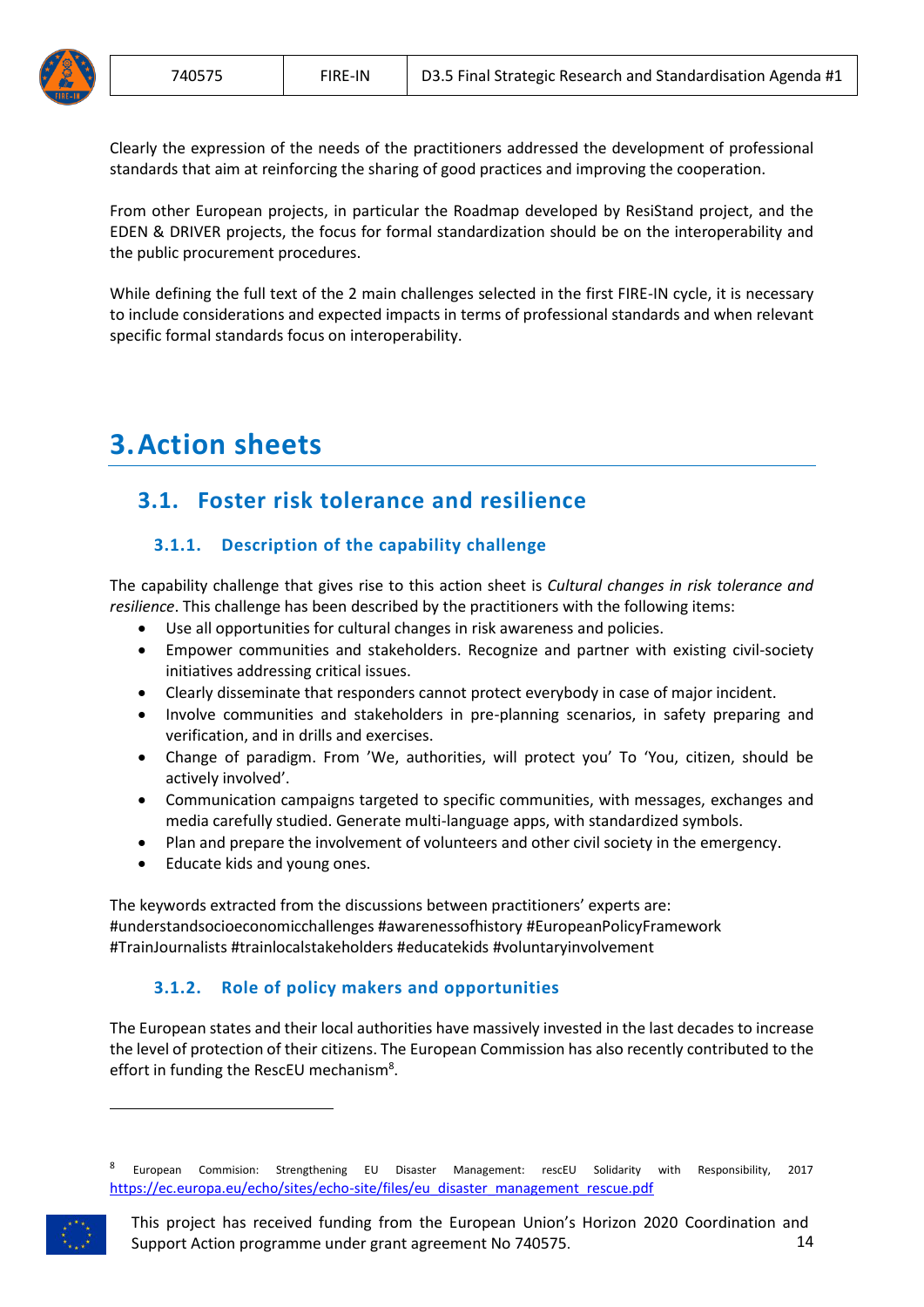Clearly the expression of the needs of the practitioners addressed the development of professional standards that aim at reinforcing the sharing of good practices and improving the cooperation.

From other European projects, in particular the Roadmap developed by ResiStand project, and the EDEN & DRIVER projects, the focus for formal standardization should be on the interoperability and the public procurement procedures.

While defining the full text of the 2 main challenges selected in the first FIRE-IN cycle, it is necessary to include considerations and expected impacts in terms of professional standards and when relevant specific formal standards focus on interoperability.

# 3. Action sheets

## 3.1. Foster risk tolerance and resilience

### 3.1.1. Description of the capability challenge

The capability challenge that gives rise to this action sheet is *Cultural changes in risk tolerance and resilience*. This challenge has been described by the practitioners with the following items:

- Use all opportunities for cultural changes in risk awareness and policies.
- Empower communities and stakeholders. Recognize and partner with existing civil-society initiatives addressing critical issues.
- Clearly disseminate that responders cannot protect everybody in case of major incident.
- Involve communities and stakeholders in pre-planning scenarios, in safety preparing and verification, and in drills and exercises.
- Change of paradigm. From 'We, authorities, will protect you' To 'You, citizen, should be actively involved'.
- Communication campaigns targeted to specific communities, with messages, exchanges and media carefully studied. Generate multi-language apps, with standardized symbols.
- Plan and prepare the involvement of volunteers and other civil society in the emergency.
- Educate kids and young ones.

The keywords extracted from the discussions between practitioners' experts are:
#understandsocioeconomicchallenges #awarenessofhistory #EuropeanPolicyFramework #TrainJournalists #trainlocalstakeholders #educatekids #voluntaryinvolvement

### 3.1.2. Role of policy makers and opportunities

The European states and their local authorities have massively invested in the last decades to increase the level of protection of their citizens. The European Commission has also recently contributed to the effort in funding the RescEU mechanism[8].

---

[8] European Commision: Strengthening EU Disaster Management: rescEU Solidarity with Responsibility, 2017 https://ec.europa.eu/echo/sites/echo-site/files/eu_disaster_management_rescue.pdf

This project has received funding from the European Union's Horizon 2020 Coordination and Support Action programme under grant agreement No 740575.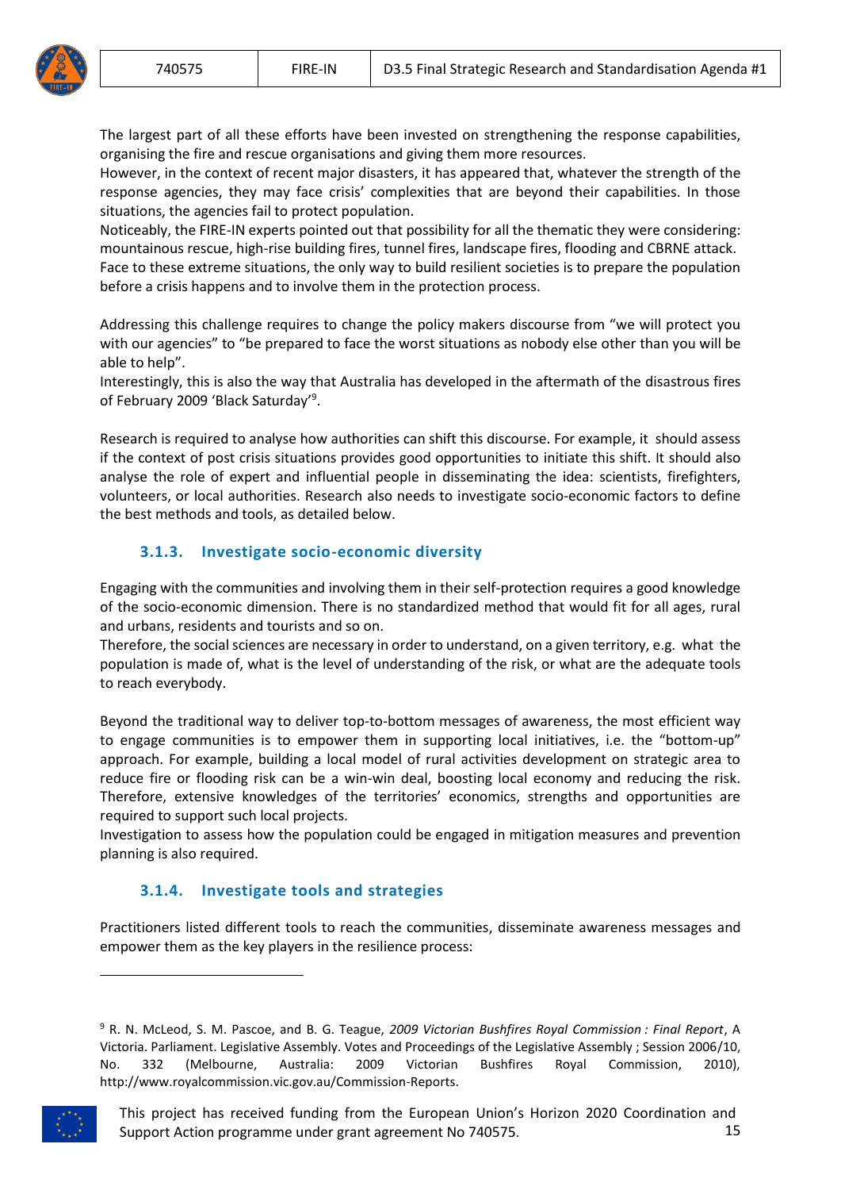The largest part of all these efforts have been invested on strengthening the response capabilities, organising the fire and rescue organisations and giving them more resources.
However, in the context of recent major disasters, it has appeared that, whatever the strength of the response agencies, they may face crisis' complexities that are beyond their capabilities. In those situations, the agencies fail to protect population.
Noticeably, the FIRE-IN experts pointed out that possibility for all the thematic they were considering: mountainous rescue, high-rise building fires, tunnel fires, landscape fires, flooding and CBRNE attack.
Face to these extreme situations, the only way to build resilient societies is to prepare the population before a crisis happens and to involve them in the protection process.

Addressing this challenge requires to change the policy makers discourse from "we will protect you with our agencies" to "be prepared to face the worst situations as nobody else other than you will be able to help".
Interestingly, this is also the way that Australia has developed in the aftermath of the disastrous fires of February 2009 'Black Saturday'[9].

Research is required to analyse how authorities can shift this discourse. For example, it should assess if the context of post crisis situations provides good opportunities to initiate this shift. It should also analyse the role of expert and influential people in disseminating the idea: scientists, firefighters, volunteers, or local authorities. Research also needs to investigate socio-economic factors to define the best methods and tools, as detailed below.

### 3.1.3. Investigate socio-economic diversity

Engaging with the communities and involving them in their self-protection requires a good knowledge of the socio-economic dimension. There is no standardized method that would fit for all ages, rural and urbans, residents and tourists and so on.
Therefore, the social sciences are necessary in order to understand, on a given territory, e.g. what the population is made of, what is the level of understanding of the risk, or what are the adequate tools to reach everybody.

Beyond the traditional way to deliver top-to-bottom messages of awareness, the most efficient way to engage communities is to empower them in supporting local initiatives, i.e. the "bottom-up" approach. For example, building a local model of rural activities development on strategic area to reduce fire or flooding risk can be a win-win deal, boosting local economy and reducing the risk. Therefore, extensive knowledges of the territories' economics, strengths and opportunities are required to support such local projects.
Investigation to assess how the population could be engaged in mitigation measures and prevention planning is also required.

### 3.1.4. Investigate tools and strategies

Practitioners listed different tools to reach the communities, disseminate awareness messages and empower them as the key players in the resilience process:

---

[9] R. N. McLeod, S. M. Pascoe, and B. G. Teague, *2009 Victorian Bushfires Royal Commission : Final Report*, A Victoria. Parliament. Legislative Assembly. Votes and Proceedings of the Legislative Assembly ; Session 2006/10, No. 332 (Melbourne, Australia: 2009 Victorian Bushfires Royal Commission, 2010), http://www.royalcommission.vic.gov.au/Commission-Reports.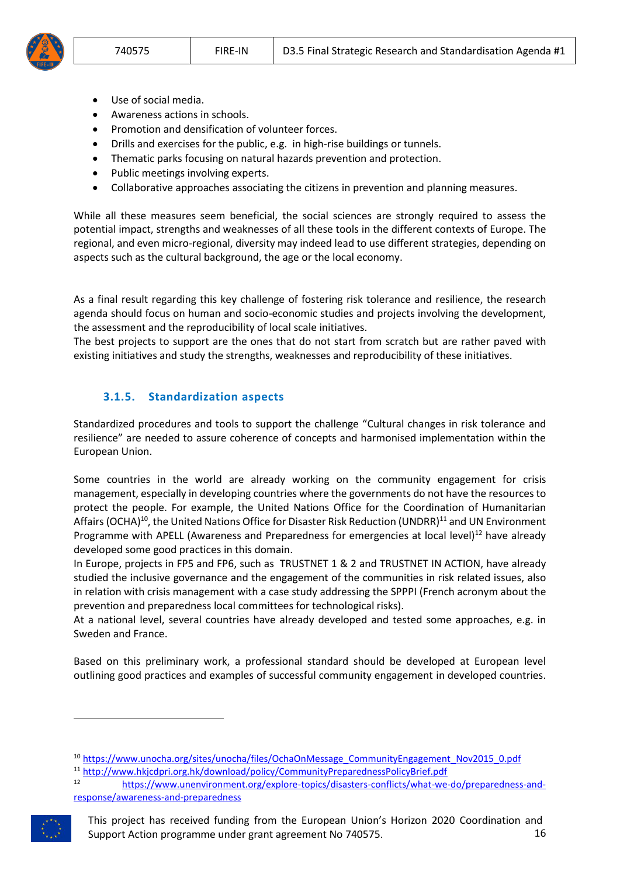- Use of social media.
- Awareness actions in schools.
- Promotion and densification of volunteer forces.
- Drills and exercises for the public, e.g. in high-rise buildings or tunnels.
- Thematic parks focusing on natural hazards prevention and protection.
- Public meetings involving experts.
- Collaborative approaches associating the citizens in prevention and planning measures.

While all these measures seem beneficial, the social sciences are strongly required to assess the potential impact, strengths and weaknesses of all these tools in the different contexts of Europe. The regional, and even micro-regional, diversity may indeed lead to use different strategies, depending on aspects such as the cultural background, the age or the local economy.

As a final result regarding this key challenge of fostering risk tolerance and resilience, the research agenda should focus on human and socio-economic studies and projects involving the development, the assessment and the reproducibility of local scale initiatives.
The best projects to support are the ones that do not start from scratch but are rather paved with existing initiatives and study the strengths, weaknesses and reproducibility of these initiatives.

### 3.1.5. Standardization aspects

Standardized procedures and tools to support the challenge “Cultural changes in risk tolerance and resilience” are needed to assure coherence of concepts and harmonised implementation within the European Union.

Some countries in the world are already working on the community engagement for crisis management, especially in developing countries where the governments do not have the resources to protect the people. For example, the United Nations Office for the Coordination of Humanitarian Affairs (OCHA)[10], the United Nations Office for Disaster Risk Reduction (UNDRR)[11] and UN Environment Programme with APELL (Awareness and Preparedness for emergencies at local level)[12] have already developed some good practices in this domain.
In Europe, projects in FP5 and FP6, such as TRUSTNET 1 & 2 and TRUSTNET IN ACTION, have already studied the inclusive governance and the engagement of the communities in risk related issues, also in relation with crisis management with a case study addressing the SPPPI (French acronym about the prevention and preparedness local committees for technological risks).
At a national level, several countries have already developed and tested some approaches, e.g. in Sweden and France.

Based on this preliminary work, a professional standard should be developed at European level outlining good practices and examples of successful community engagement in developed countries.

[10] https://www.unocha.org/sites/unocha/files/OchaOnMessage_CommunityEngagement_Nov2015_0.pdf
[11] http://www.hkjcdpri.org.hk/download/policy/CommunityPreparednessPolicyBrief.pdf
[12] https://www.unenvironment.org/explore-topics/disasters-conflicts/what-we-do/preparedness-and-response/awareness-and-preparedness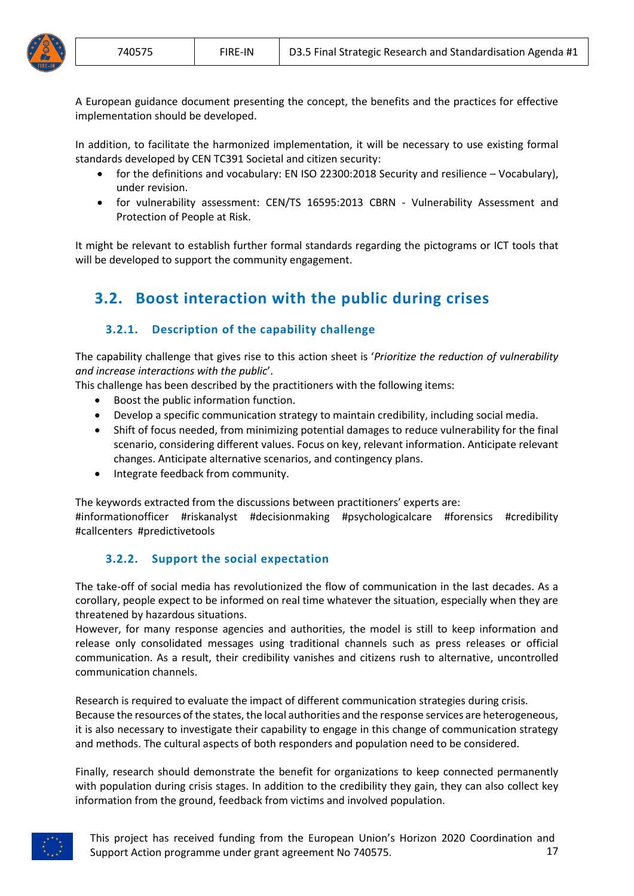A European guidance document presenting the concept, the benefits and the practices for effective implementation should be developed.

In addition, to facilitate the harmonized implementation, it will be necessary to use existing formal standards developed by CEN TC391 Societal and citizen security:

- for the definitions and vocabulary: EN ISO 22300:2018 Security and resilience – Vocabulary), under revision.
- for vulnerability assessment: CEN/TS 16595:2013 CBRN - Vulnerability Assessment and Protection of People at Risk.

It might be relevant to establish further formal standards regarding the pictograms or ICT tools that will be developed to support the community engagement.

## 3.2. Boost interaction with the public during crises

### 3.2.1. Description of the capability challenge

The capability challenge that gives rise to this action sheet is '*Prioritize the reduction of vulnerability and increase interactions with the public*'.
This challenge has been described by the practitioners with the following items:

- Boost the public information function.
- Develop a specific communication strategy to maintain credibility, including social media.
- Shift of focus needed, from minimizing potential damages to reduce vulnerability for the final scenario, considering different values. Focus on key, relevant information. Anticipate relevant changes. Anticipate alternative scenarios, and contingency plans.
- Integrate feedback from community.

The keywords extracted from the discussions between practitioners' experts are:
#informationofficer #riskanalyst #decisionmaking #psychologicalcare #forensics #credibility #callcenters #predictivetools

### 3.2.2. Support the social expectation

The take-off of social media has revolutionized the flow of communication in the last decades. As a corollary, people expect to be informed on real time whatever the situation, especially when they are threatened by hazardous situations.
However, for many response agencies and authorities, the model is still to keep information and release only consolidated messages using traditional channels such as press releases or official communication. As a result, their credibility vanishes and citizens rush to alternative, uncontrolled communication channels.

Research is required to evaluate the impact of different communication strategies during crisis.
Because the resources of the states, the local authorities and the response services are heterogeneous, it is also necessary to investigate their capability to engage in this change of communication strategy and methods. The cultural aspects of both responders and population need to be considered.

Finally, research should demonstrate the benefit for organizations to keep connected permanently with population during crisis stages. In addition to the credibility they gain, they can also collect key information from the ground, feedback from victims and involved population.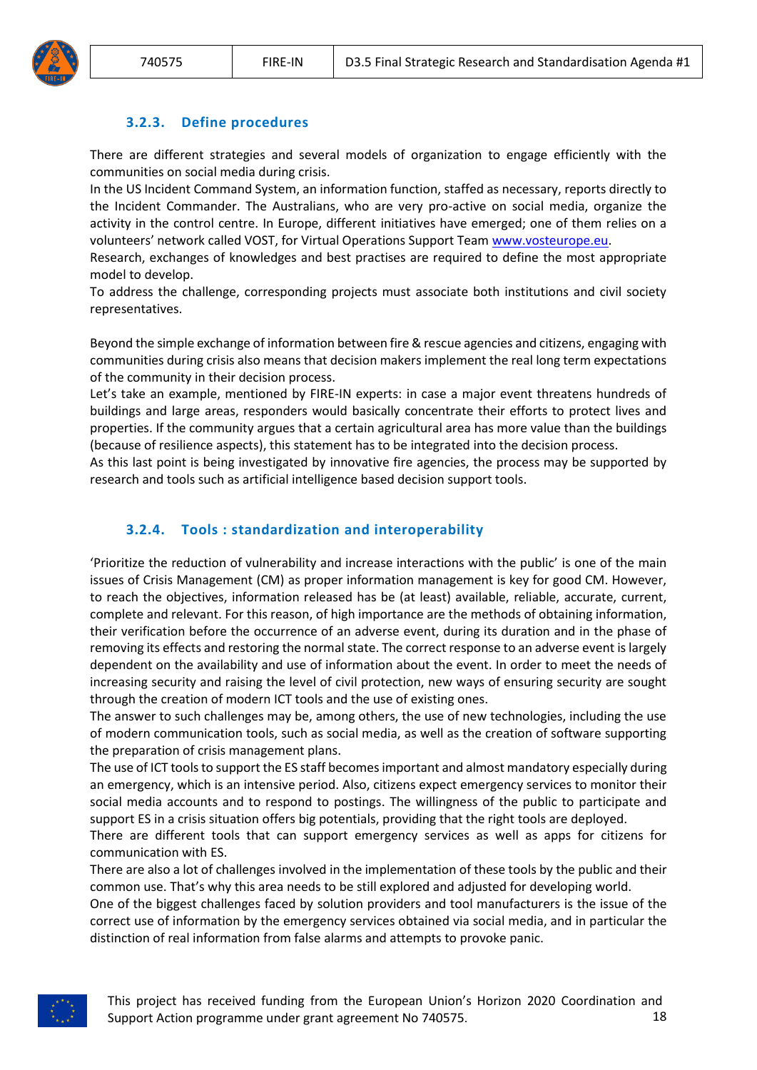### 3.2.3. Define procedures

There are different strategies and several models of organization to engage efficiently with the communities on social media during crisis.
In the US Incident Command System, an information function, staffed as necessary, reports directly to the Incident Commander. The Australians, who are very pro-active on social media, organize the activity in the control centre. In Europe, different initiatives have emerged; one of them relies on a volunteers' network called VOST, for Virtual Operations Support Team www.vosteurope.eu.
Research, exchanges of knowledges and best practises are required to define the most appropriate model to develop.
To address the challenge, corresponding projects must associate both institutions and civil society representatives.

Beyond the simple exchange of information between fire & rescue agencies and citizens, engaging with communities during crisis also means that decision makers implement the real long term expectations of the community in their decision process.
Let's take an example, mentioned by FIRE-IN experts: in case a major event threatens hundreds of buildings and large areas, responders would basically concentrate their efforts to protect lives and properties. If the community argues that a certain agricultural area has more value than the buildings (because of resilience aspects), this statement has to be integrated into the decision process.
As this last point is being investigated by innovative fire agencies, the process may be supported by research and tools such as artificial intelligence based decision support tools.

### 3.2.4. Tools : standardization and interoperability

'Prioritize the reduction of vulnerability and increase interactions with the public' is one of the main issues of Crisis Management (CM) as proper information management is key for good CM. However, to reach the objectives, information released has be (at least) available, reliable, accurate, current, complete and relevant. For this reason, of high importance are the methods of obtaining information, their verification before the occurrence of an adverse event, during its duration and in the phase of removing its effects and restoring the normal state. The correct response to an adverse event is largely dependent on the availability and use of information about the event. In order to meet the needs of increasing security and raising the level of civil protection, new ways of ensuring security are sought through the creation of modern ICT tools and the use of existing ones.
The answer to such challenges may be, among others, the use of new technologies, including the use of modern communication tools, such as social media, as well as the creation of software supporting the preparation of crisis management plans.
The use of ICT tools to support the ES staff becomes important and almost mandatory especially during an emergency, which is an intensive period. Also, citizens expect emergency services to monitor their social media accounts and to respond to postings. The willingness of the public to participate and support ES in a crisis situation offers big potentials, providing that the right tools are deployed.
There are different tools that can support emergency services as well as apps for citizens for communication with ES.
There are also a lot of challenges involved in the implementation of these tools by the public and their common use. That's why this area needs to be still explored and adjusted for developing world.
One of the biggest challenges faced by solution providers and tool manufacturers is the issue of the correct use of information by the emergency services obtained via social media, and in particular the distinction of real information from false alarms and attempts to provoke panic.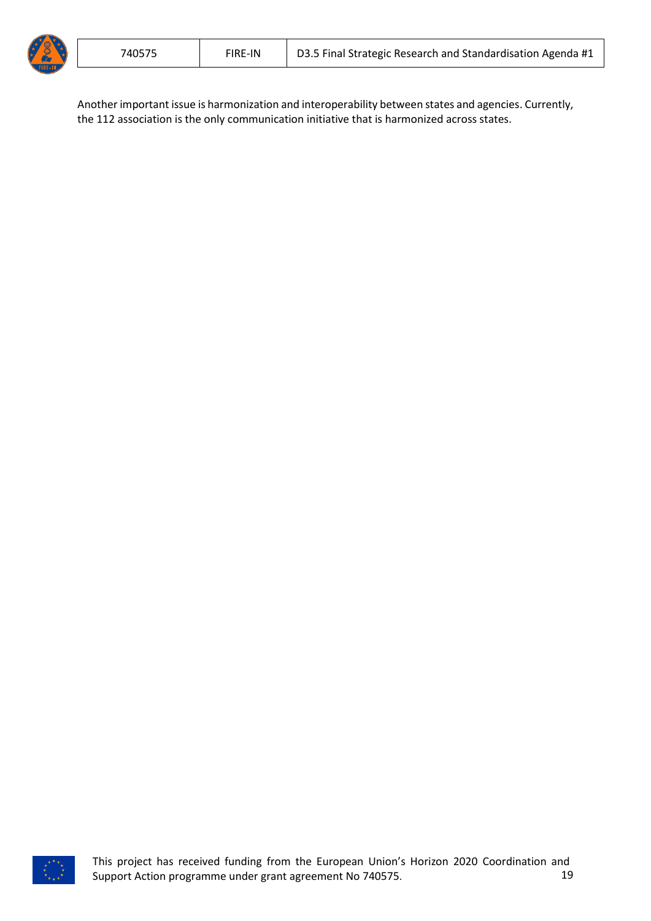Another important issue is harmonization and interoperability between states and agencies. Currently, the 112 association is the only communication initiative that is harmonized across states.